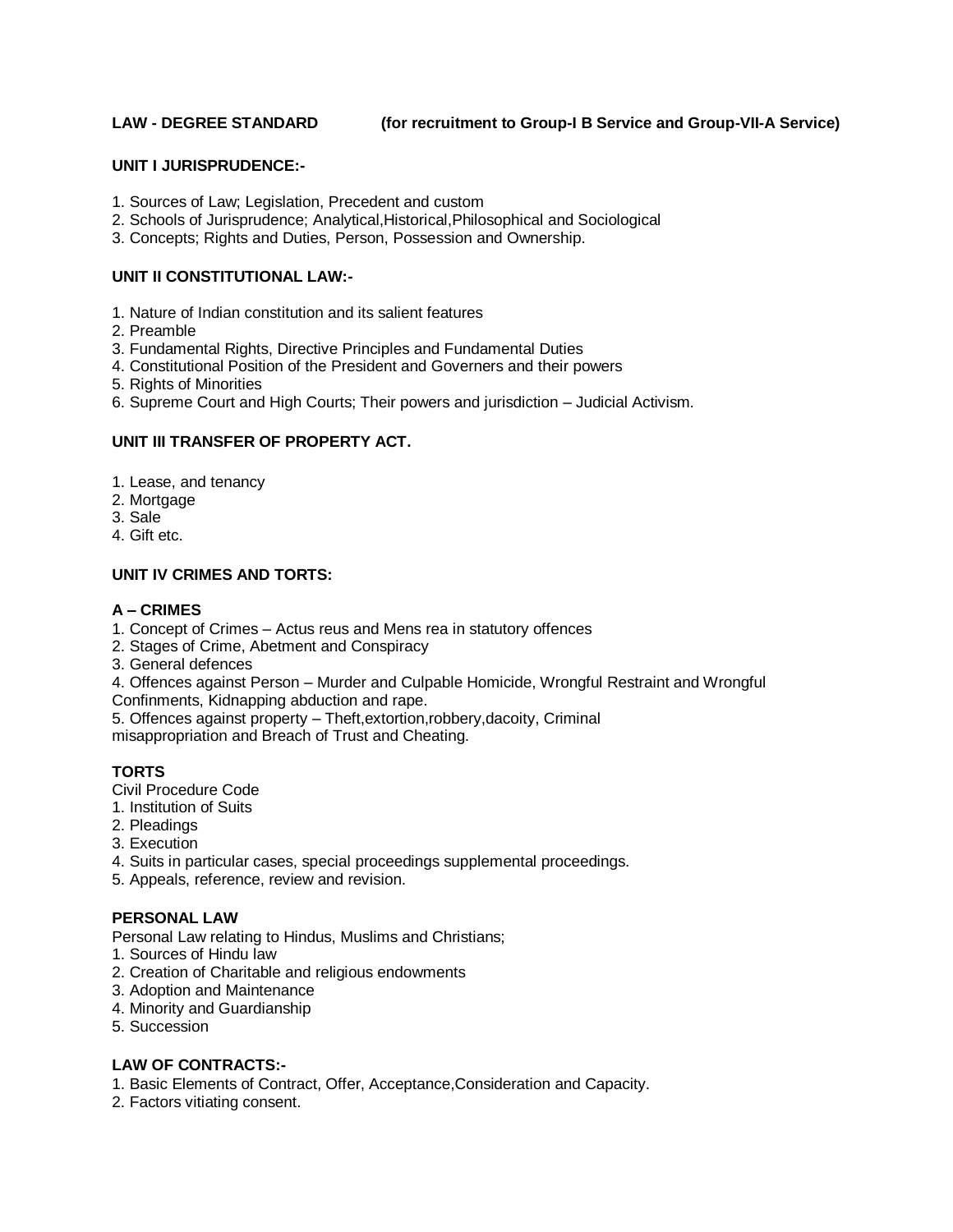**LAW - DEGREE STANDARD (for recruitment to Group-I B Service and Group-VII-A Service)**

**UNIT I JURISPRUDENCE:-**

1. Sources of Law; Legislation, Precedent and custom
2. Schools of Jurisprudence; Analytical,Historical,Philosophical and Sociological
3. Concepts; Rights and Duties, Person, Possession and Ownership.

**UNIT II CONSTITUTIONAL LAW:-**

1. Nature of Indian constitution and its salient features
2. Preamble
3. Fundamental Rights, Directive Principles and Fundamental Duties
4. Constitutional Position of the President and Governers and their powers
5. Rights of Minorities
6. Supreme Court and High Courts; Their powers and jurisdiction – Judicial Activism.

**UNIT III TRANSFER OF PROPERTY ACT.**

1. Lease, and tenancy
2. Mortgage
3. Sale
4. Gift etc.

**UNIT IV CRIMES AND TORTS:**

**A – CRIMES**

1. Concept of Crimes – Actus reus and Mens rea in statutory offences
2. Stages of Crime, Abetment and Conspiracy
3. General defences
4. Offences against Person – Murder and Culpable Homicide, Wrongful Restraint and Wrongful Confinments, Kidnapping abduction and rape.
5. Offences against property – Theft,extortion,robbery,dacoity, Criminal misappropriation and Breach of Trust and Cheating.

**TORTS**

Civil Procedure Code

1. Institution of Suits
2. Pleadings
3. Execution
4. Suits in particular cases, special proceedings supplemental proceedings.
5. Appeals, reference, review and revision.

**PERSONAL LAW**

Personal Law relating to Hindus, Muslims and Christians;

1. Sources of Hindu law
2. Creation of Charitable and religious endowments
3. Adoption and Maintenance
4. Minority and Guardianship
5. Succession

**LAW OF CONTRACTS:-**

1. Basic Elements of Contract, Offer, Acceptance,Consideration and Capacity.
2. Factors vitiating consent.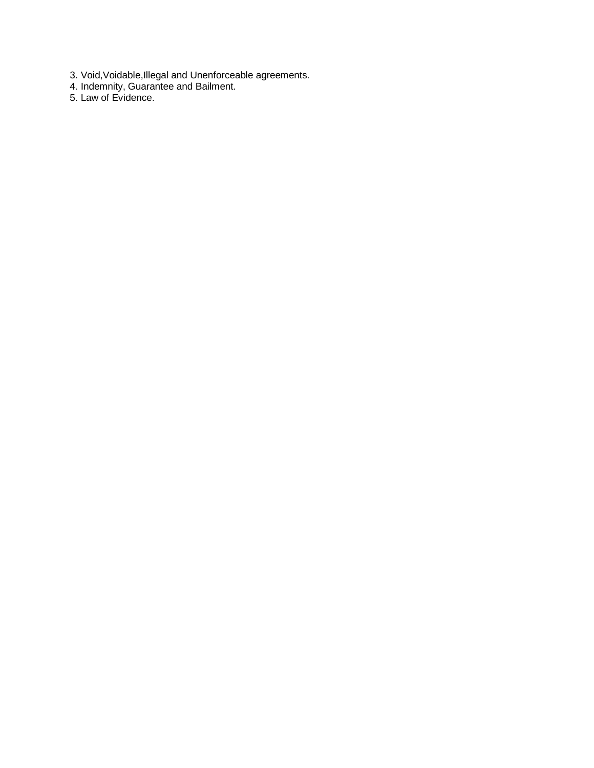3. Void,Voidable,Illegal and Unenforceable agreements.
4. Indemnity, Guarantee and Bailment.
5. Law of Evidence.